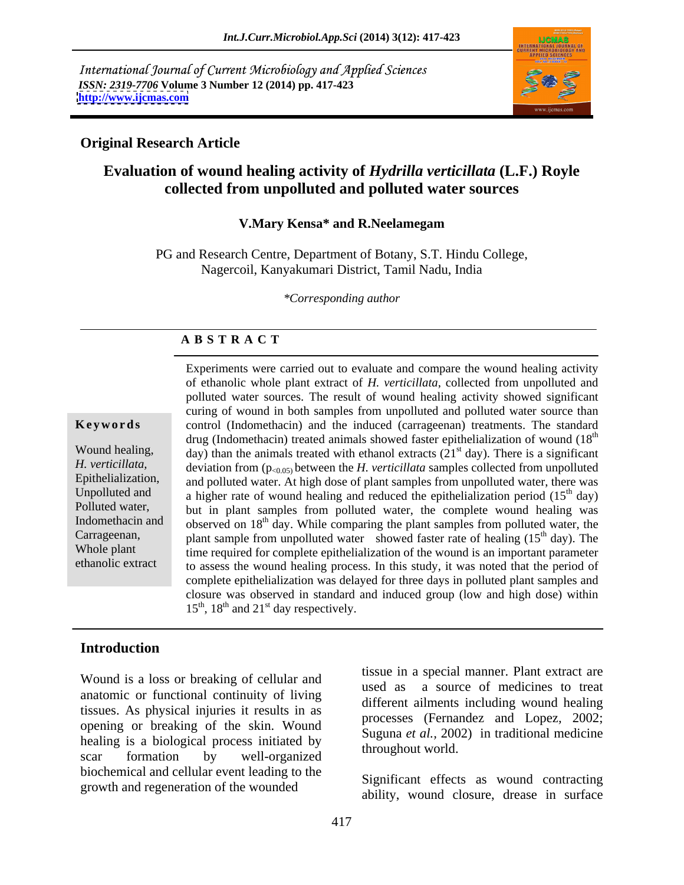International Journal of Current Microbiology and Applied Sciences
*ISSN: 2319-7706* **Volume 3 Number 12 (2014) pp. 417-423**
**http://www.ijcmas.com**

**Original Research Article**

# Evaluation of wound healing activity of *Hydrilla verticillata* (L.F.) Royle collected from unpolluted and polluted water sources

**V.Mary Kensa* and R.Neelamegam**

PG and Research Centre, Department of Botany, S.T. Hindu College, Nagercoil, Kanyakumari District, Tamil Nadu, India

*\*Corresponding author*

## A B S T R A C T

**Keywords**

Wound healing, *H. verticillata,* Epithelialization, Unpolluted and Polluted water, Indomethacin and Carrageenan, Whole plant ethanolic extract

Experiments were carried out to evaluate and compare the wound healing activity of ethanolic whole plant extract of *H. verticillata*, collected from unpolluted and polluted water sources. The result of wound healing activity showed significant curing of wound in both samples from unpolluted and polluted water source than control (Indomethacin) and the induced (carrageenan) treatments. The standard drug (Indomethacin) treated animals showed faster epithelialization of wound (18th day) than the animals treated with ethanol extracts (21st day). There is a significant deviation from ($p_{<0.05}$) between the *H. verticillata* samples collected from unpolluted and polluted water. At high dose of plant samples from unpolluted water, there was a higher rate of wound healing and reduced the epithelialization period (15th day) but in plant samples from polluted water, the complete wound healing was observed on 18th day. While comparing the plant samples from polluted water, the plant sample from unpolluted water showed faster rate of healing (15th day). The time required for complete epithelialization of the wound is an important parameter to assess the wound healing process. In this study, it was noted that the period of complete epithelialization was delayed for three days in polluted plant samples and closure was observed in standard and induced group (low and high dose) within 15th, 18th and 21st day respectively.

## Introduction

Wound is a loss or breaking of cellular and anatomic or functional continuity of living tissues. As physical injuries it results in as opening or breaking of the skin. Wound healing is a biological process initiated by scar formation by well-organized biochemical and cellular event leading to the growth and regeneration of the wounded tissue in a special manner. Plant extract are used as a source of medicines to treat different ailments including wound healing processes (Fernandez and Lopez, 2002; Suguna *et al.,* 2002) in traditional medicine throughout world.

Significant effects as wound contracting ability, wound closure, drease in surface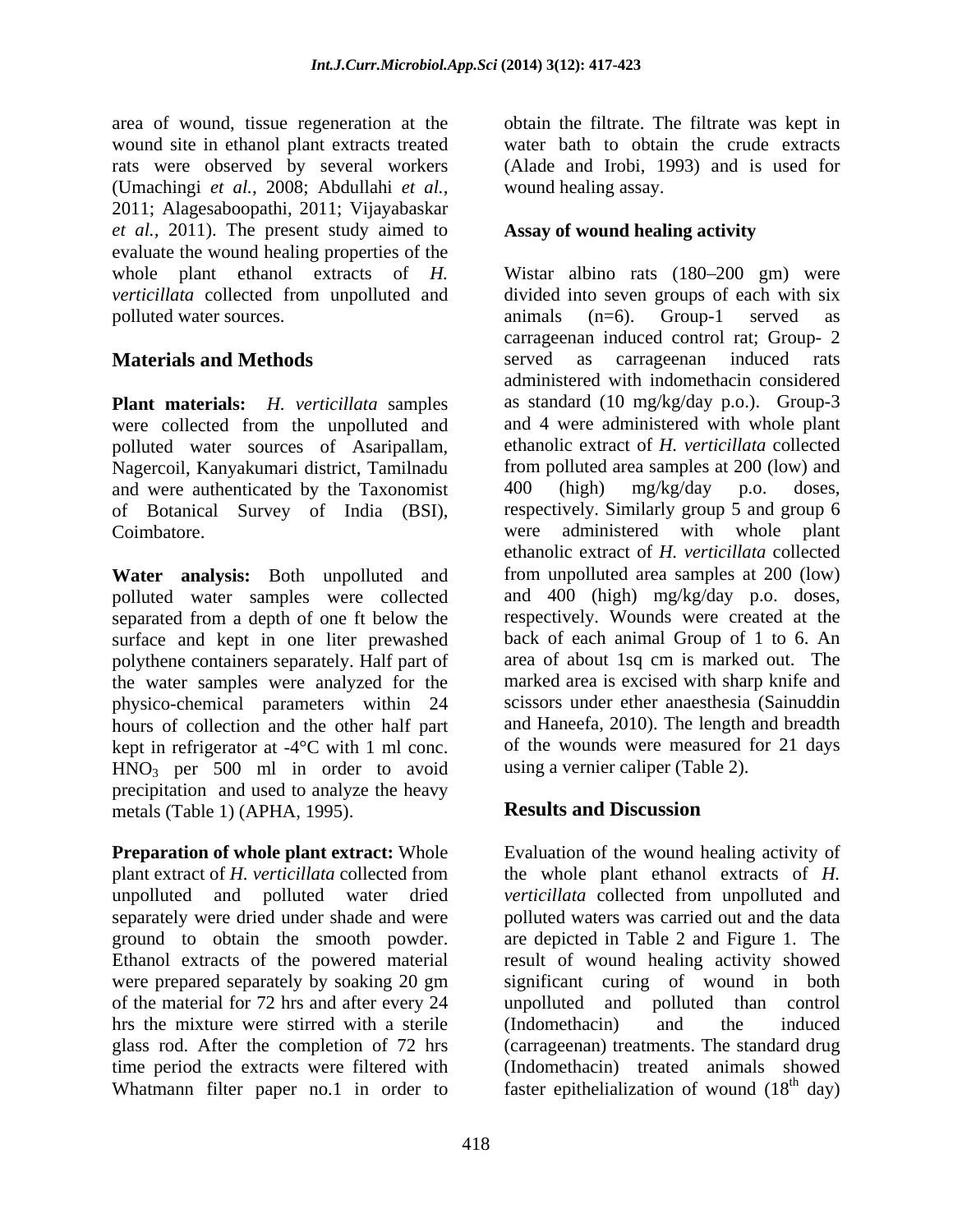area of wound, tissue regeneration at the wound site in ethanol plant extracts treated rats were observed by several workers (Umachingi *et al.*, 2008; Abdullahi *et al.*, 2011; Alagesaboopathi, 2011; Vijayabaskar *et al.*, 2011). The present study aimed to evaluate the wound healing properties of the whole plant ethanol extracts of *H. verticillata* collected from unpolluted and polluted water sources.

## Materials and Methods

**Plant materials:** *H. verticillata* samples were collected from the unpolluted and polluted water sources of Asaripallam, Nagercoil, Kanyakumari district, Tamilnadu and were authenticated by the Taxonomist of Botanical Survey of India (BSI), Coimbatore.

**Water analysis:** Both unpolluted and polluted water samples were collected separated from a depth of one ft below the surface and kept in one liter prewashed polythene containers separately. Half part of the water samples were analyzed for the physico-chemical parameters within 24 hours of collection and the other half part kept in refrigerator at -4°C with 1 ml conc. $HNO_3$ per 500 ml in order to avoid precipitation and used to analyze the heavy metals (Table 1) (APHA, 1995).

**Preparation of whole plant extract:** Whole plant extract of *H. verticillata* collected from unpolluted and polluted water dried separately were dried under shade and were ground to obtain the smooth powder. Ethanol extracts of the powered material were prepared separately by soaking 20 gm of the material for 72 hrs and after every 24 hrs the mixture were stirred with a sterile glass rod. After the completion of 72 hrs time period the extracts were filtered with Whatmann filter paper no.1 in order to obtain the filtrate. The filtrate was kept in water bath to obtain the crude extracts (Alade and Irobi, 1993) and is used for wound healing assay.

### Assay of wound healing activity

Wistar albino rats (180–200 gm) were divided into seven groups of each with six animals (n=6). Group-1 served as carrageenan induced control rat; Group- 2 served as carrageenan induced rats administered with indomethacin considered as standard (10 mg/kg/day p.o.). Group-3 and 4 were administered with whole plant ethanolic extract of *H. verticillata* collected from polluted area samples at 200 (low) and 400 (high) mg/kg/day p.o. doses, respectively. Similarly group 5 and group 6 were administered with whole plant ethanolic extract of *H. verticillata* collected from unpolluted area samples at 200 (low) and 400 (high) mg/kg/day p.o. doses, respectively. Wounds were created at the back of each animal Group of 1 to 6. An area of about 1sq cm is marked out. The marked area is excised with sharp knife and scissors under ether anaesthesia (Sainuddin and Haneefa, 2010). The length and breadth of the wounds were measured for 21 days using a vernier caliper (Table 2).

## Results and Discussion

Evaluation of the wound healing activity of the whole plant ethanol extracts of *H. verticillata* collected from unpolluted and polluted waters was carried out and the data are depicted in Table 2 and Figure 1. The result of wound healing activity showed significant curing of wound in both unpolluted and polluted than control (Indomethacin) and the induced (carrageenan) treatments. The standard drug (Indomethacin) treated animals showed faster epithelialization of wound ($18^{th}$ day)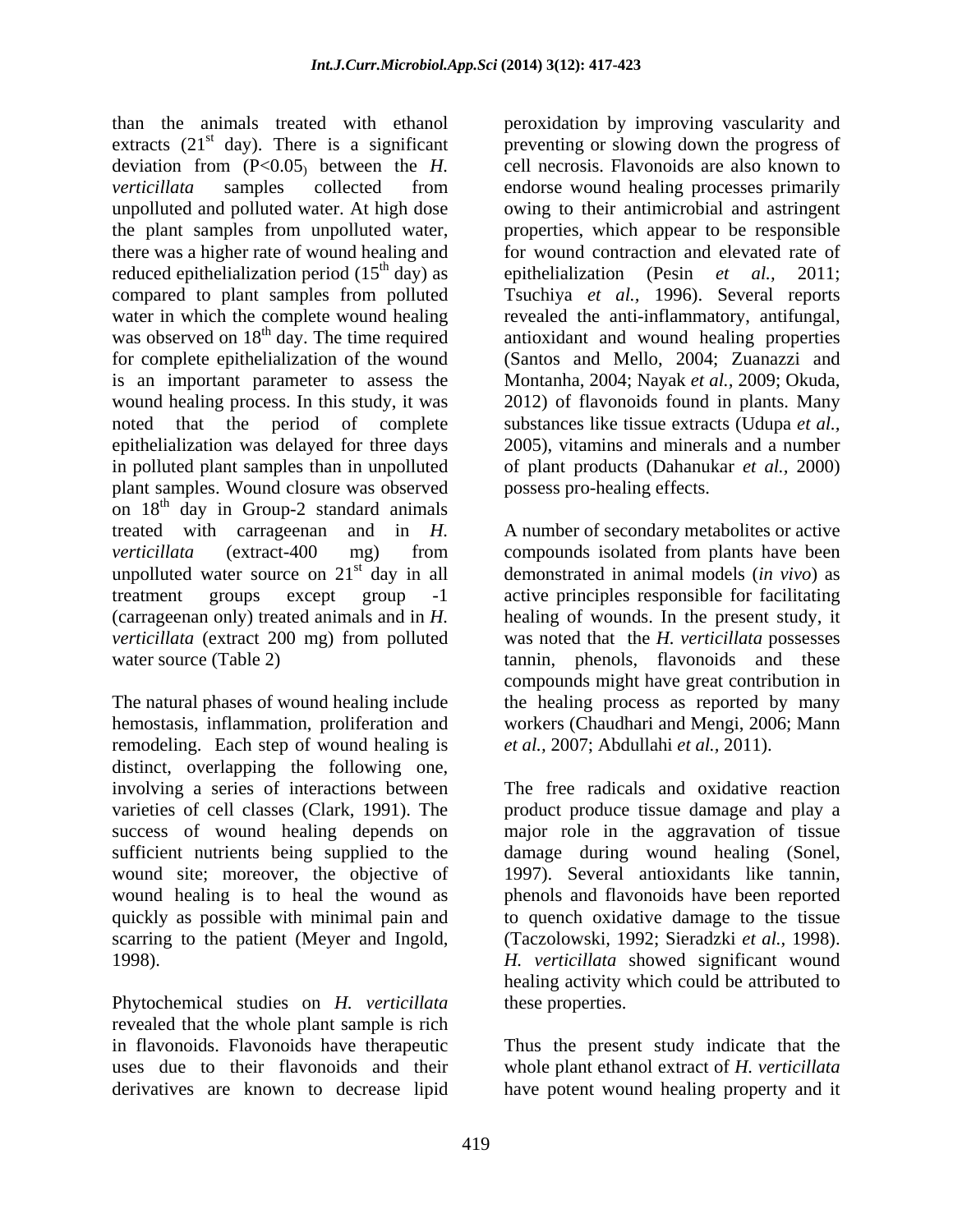than the animals treated with ethanol extracts (21st day). There is a significant deviation from ($P<0.05$) between the *H. verticillata* samples collected from unpolluted and polluted water. At high dose the plant samples from unpolluted water, there was a higher rate of wound healing and reduced epithelialization period (15th day) as compared to plant samples from polluted water in which the complete wound healing was observed on 18th day. The time required for complete epithelialization of the wound is an important parameter to assess the wound healing process. In this study, it was noted that the period of complete epithelialization was delayed for three days in polluted plant samples than in unpolluted plant samples. Wound closure was observed on 18th day in Group-2 standard animals treated with carrageenan and in *H. verticillata* (extract-400 mg) from unpolluted water source on 21st day in all treatment groups except group -1 (carrageenan only) treated animals and in *H. verticillata* (extract 200 mg) from polluted water source (Table 2)

The natural phases of wound healing include hemostasis, inflammation, proliferation and remodeling. Each step of wound healing is distinct, overlapping the following one, involving a series of interactions between varieties of cell classes (Clark, 1991). The success of wound healing depends on sufficient nutrients being supplied to the wound site; moreover, the objective of wound healing is to heal the wound as quickly as possible with minimal pain and scarring to the patient (Meyer and Ingold, 1998).

Phytochemical studies on *H. verticillata* revealed that the whole plant sample is rich in flavonoids. Flavonoids have therapeutic uses due to their flavonoids and their derivatives are known to decrease lipid peroxidation by improving vascularity and preventing or slowing down the progress of cell necrosis. Flavonoids are also known to endorse wound healing processes primarily owing to their antimicrobial and astringent properties, which appear to be responsible for wound contraction and elevated rate of epithelialization (Pesin *et al.,* 2011; Tsuchiya *et al.,* 1996). Several reports revealed the anti-inflammatory, antifungal, antioxidant and wound healing properties (Santos and Mello, 2004; Zuanazzi and Montanha, 2004; Nayak *et al.,* 2009; Okuda, 2012) of flavonoids found in plants. Many substances like tissue extracts (Udupa *et al.,* 2005), vitamins and minerals and a number of plant products (Dahanukar *et al.,* 2000) possess pro-healing effects.

A number of secondary metabolites or active compounds isolated from plants have been demonstrated in animal models (*in vivo*) as active principles responsible for facilitating healing of wounds. In the present study, it was noted that the *H. verticillata* possesses tannin, phenols, flavonoids and these compounds might have great contribution in the healing process as reported by many workers (Chaudhari and Mengi, 2006; Mann *et al.,* 2007; Abdullahi *et al.,* 2011).

The free radicals and oxidative reaction product produce tissue damage and play a major role in the aggravation of tissue damage during wound healing (Sonel, 1997). Several antioxidants like tannin, phenols and flavonoids have been reported to quench oxidative damage to the tissue (Taczolowski, 1992; Sieradzki *et al.,* 1998). *H. verticillata* showed significant wound healing activity which could be attributed to these properties.

Thus the present study indicate that the whole plant ethanol extract of *H. verticillata* have potent wound healing property and it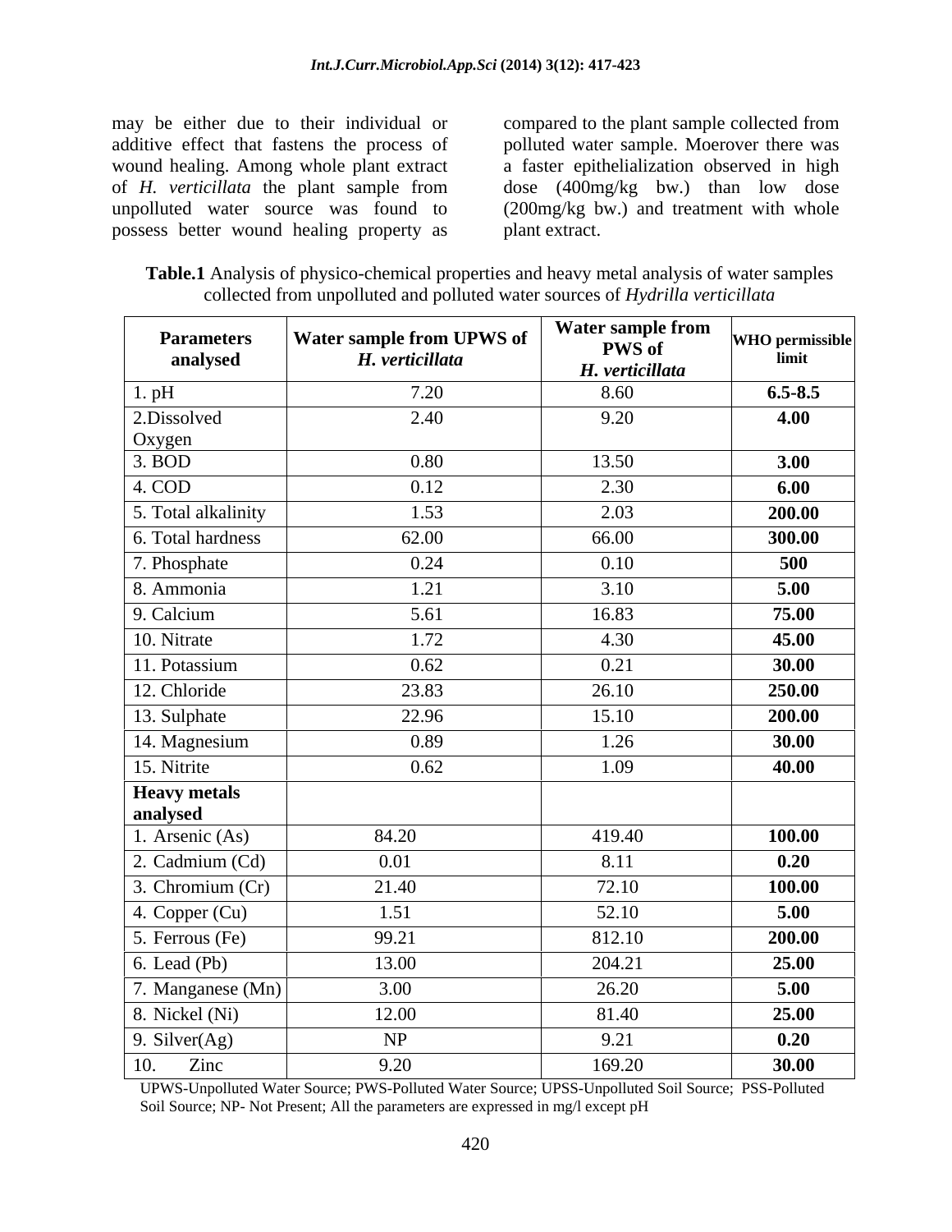may be either due to their individual or additive effect that fastens the process of wound healing. Among whole plant extract of *H. verticillata* the plant sample from unpolluted water source was found to possess better wound healing property as compared to the plant sample collected from polluted water sample. Moerover there was a faster epithelialization observed in high dose (400mg/kg bw.) than low dose (200mg/kg bw.) and treatment with whole plant extract.

**Table.1** Analysis of physico-chemical properties and heavy metal analysis of water samples collected from unpolluted and polluted water sources of *Hydrilla verticillata*

| Parameters analysed | Water sample from UPWS of *H. verticillata* | Water sample from PWS of *H. verticillata* | WHO permissible limit |
|---|---|---|---|
| 1. pH | 7.20 | 8.60 | **6.5-8.5** |
| 2.Dissolved Oxygen | 2.40 | 9.20 | **4.00** |
| 3. BOD | 0.80 | 13.50 | **3.00** |
| 4. COD | 0.12 | 2.30 | **6.00** |
| 5. Total alkalinity | 1.53 | 2.03 | **200.00** |
| 6. Total hardness | 62.00 | 66.00 | **300.00** |
| 7. Phosphate | 0.24 | 0.10 | **500** |
| 8. Ammonia | 1.21 | 3.10 | **5.00** |
| 9. Calcium | 5.61 | 16.83 | **75.00** |
| 10. Nitrate | 1.72 | 4.30 | **45.00** |
| 11. Potassium | 0.62 | 0.21 | **30.00** |
| 12. Chloride | 23.83 | 26.10 | **250.00** |
| 13. Sulphate | 22.96 | 15.10 | **200.00** |
| 14. Magnesium | 0.89 | 1.26 | **30.00** |
| 15. Nitrite | 0.62 | 1.09 | **40.00** |
| **Heavy metals analysed** | | | |
| 1. Arsenic (As) | 84.20 | 419.40 | **100.00** |
| 2. Cadmium (Cd) | 0.01 | 8.11 | **0.20** |
| 3. Chromium (Cr) | 21.40 | 72.10 | **100.00** |
| 4. Copper (Cu) | 1.51 | 52.10 | **5.00** |
| 5. Ferrous (Fe) | 99.21 | 812.10 | **200.00** |
| 6. Lead (Pb) | 13.00 | 204.21 | **25.00** |
| 7. Manganese (Mn) | 3.00 | 26.20 | **5.00** |
| 8. Nickel (Ni) | 12.00 | 81.40 | **25.00** |
| 9. Silver(Ag) | NP | 9.21 | **0.20** |
| 10. Zinc | 9.20 | 169.20 | **30.00** |

UPWS-Unpolluted Water Source; PWS-Polluted Water Source; UPSS-Unpolluted Soil Source; PSS-Polluted Soil Source; NP- Not Present; All the parameters are expressed in mg/l except pH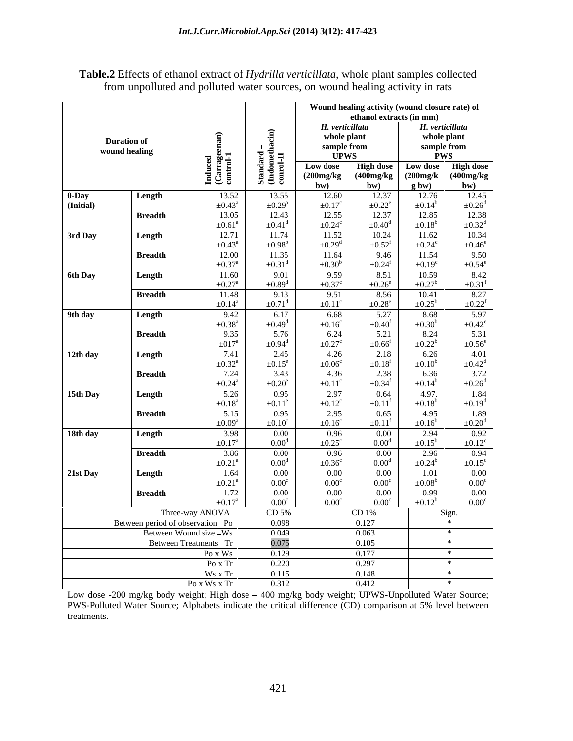**Table.2** Effects of ethanol extract of *Hydrilla verticillata*, whole plant samples collected from unpolluted and polluted water sources, on wound healing activity in rats

| Duration of wound healing | | Induced – (Carrageenan) control-I | Standard – (Indomethacin) control-II | Wound healing activity (wound closure rate) of ethanol extracts (in mm) | | | |
|---|---|---|---|---|---|---|---|
| | | | | *H. verticillata* whole plant sample from UPWS | | *H. verticillata* whole plant sample from PWS | |
| | | | | Low dose (200mg/kg bw) | High dose (400mg/kg bw) | Low dose (200mg/kg bw) | High dose (400mg/kg bw) |
| 0-Day (Initial) | Length | 13.52 ±0.43[a] | 13.55 ±0.29[a] | 12.60 ±0.17[c] | 12.37 ±0.22[e] | 12.76 ±0.14[b] | 12.45 ±0.26[d] |
| | Breadth | 13.05 ±0.61[a] | 12.43 ±0.41[d] | 12.55 ±0.24[c] | 12.37 ±0.40[d] | 12.85 ±0.18[b] | 12.38 ±0.32[d] |
| 3rd Day | Length | 12.71 ±0.43[a] | 11.74 ±0.98[b] | 11.52 ±0.29[d] | 10.24 ±0.52[f] | 11.62 ±0.24[c] | 10.34 ±0.46[e] |
| | Breadth | 12.00 ±0.37[a] | 11.35 ±0.31[d] | 11.64 ±0.30[b] | 9.46 ±0.24[f] | 11.54 ±0.19[c] | 9.50 ±0.54[e] |
| 6th Day | Length | 11.60 ±0.27[a] | 9.01 ±0.89[d] | 9.59 ±0.37[c] | 8.51 ±0.26[e] | 10.59 ±0.27[b] | 8.42 ±0.31[f] |
| | Breadth | 11.48 ±0.14[a] | 9.13 ±0.71[d] | 9.51 ±0.11[c] | 8.56 ±0.28[e] | 10.41 ±0.25[b] | 8.27 ±0.22[f] |
| 9th day | Length | 9.42 ±0.38[a] | 6.17 ±0.49[d] | 6.68 ±0.16[c] | 5.27 ±0.40[f] | 8.68 ±0.30[b] | 5.97 ±0.42[e] |
| | Breadth | 9.35 ±017[a] | 5.76 ±0.94[d] | 6.24 ±0.27[c] | 5.21 ±0.66[f] | 8.24 ±0.22[b] | 5.31 ±0.56[e] |
| 12th day | Length | 7.41 ±0.32[a] | 2.45 ±0.15[e] | 4.26 ±0.06[c] | 2.18 ±0.18[f] | 6.26 ±0.10[b] | 4.01 ±0.42[d] |
| | Breadth | 7.24 ±0.24[a] | 3.43 ±0.20[e] | 4.36 ±0.11[c] | 2.38 ±0.34[f] | 6.36 ±0.14[b] | 3.72 ±0.26[d] |
| 15th Day | Length | 5.26 ±0.18[a] | 0.95 ±0.11[e] | 2.97 ±0.12[c] | 0.64 ±0.11[f] | 4.97. ±0.18[b] | 1.84 ±0.19[d] |
| | Breadth | 5.15 ±0.09[a] | 0.95 ±0.10[c] | 2.95 ±0.16[c] | 0.65 ±0.11[f] | 4.95 ±0.16[b] | 1.89 ±0.20[d] |
| 18th day | Length | 3.98 ±0.17[a] | 0.00 0.00[d] | 0.96 ±0.25[c] | 0.00 0.00[d] | 2.94 ±0.15[b] | 0.92 ±0.12[c] |
| | Breadth | 3.86 ±0.21[a] | 0.00 0.00[d] | 0.96 ±0.36[c] | 0.00 0.00[d] | 2.96 ±0.24[b] | 0.94 ±0.15[c] |
| 21st Day | Length | 1.64 ±0.21[a] | 0.00 0.00[c] | 0.00 0.00[c] | 0.00 0.00[c] | 1.01 ±0.08[b] | 0.00 0.00[c] |
| | Breadth | 1.72 ±0.17[a] | 0.00 0.00[c] | 0.00 0.00[c] | 0.00 0.00[c] | 0.99 ±0.12[b] | 0.00 0.00[c] |

| Three-way ANOVA | CD 5% | CD 1% | Sign. |
|---|---|---|---|
| Between period of observation –Po | 0.098 | 0.127 | * |
| Between Wound size –Ws | 0.049 | 0.063 | * |
| Between Treatments –Tr | 0.075 | 0.105 | * |
| Po x Ws | 0.129 | 0.177 | * |
| Po x Tr | 0.220 | 0.297 | * |
| Ws x Tr | 0.115 | 0.148 | * |
| Po x Ws x Tr | 0.312 | 0.412 | * |

Low dose -200 mg/kg body weight; High dose – 400 mg/kg body weight; UPWS-Unpolluted Water Source; PWS-Polluted Water Source; Alphabets indicate the critical difference (CD) comparison at 5% level between treatments.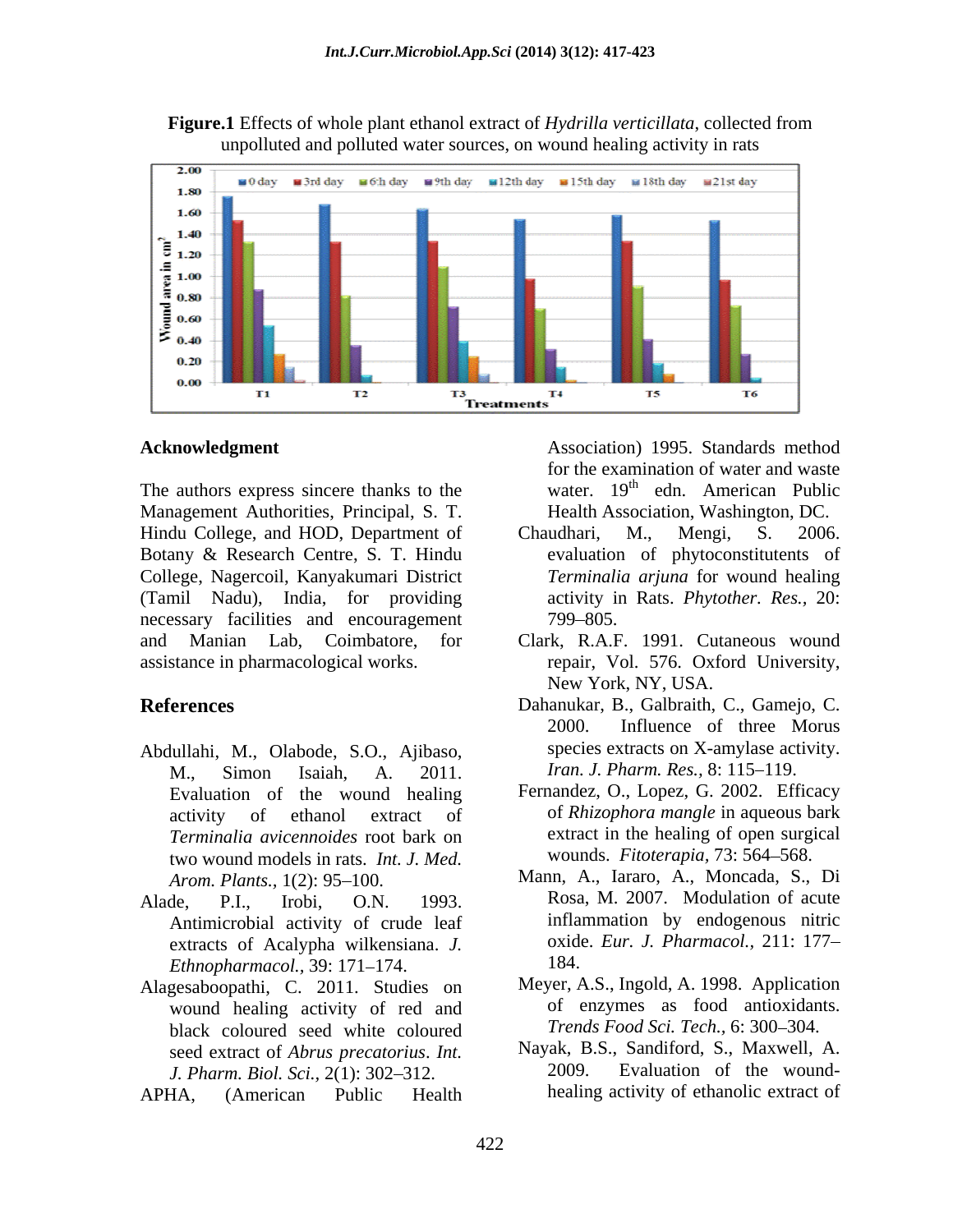**Figure.1** Effects of whole plant ethanol extract of *Hydrilla verticillata*, collected from unpolluted and polluted water sources, on wound healing activity in rats

## Acknowledgment

The authors express sincere thanks to the Management Authorities, Principal, S. T. Hindu College, and HOD, Department of Botany & Research Centre, S. T. Hindu College, Nagercoil, Kanyakumari District (Tamil Nadu), India, for providing necessary facilities and encouragement and Manian Lab, Coimbatore, for assistance in pharmacological works.

## References

Abdullahi, M., Olabode, S.O., Ajibaso, M., Simon Isaiah, A. 2011. Evaluation of the wound healing activity of ethanol extract of *Terminalia avicennoides* root bark on two wound models in rats. *Int. J. Med. Arom. Plants.,* 1(2): 95–100.

Alade, P.I., Irobi, O.N. 1993. Antimicrobial activity of crude leaf extracts of Acalypha wilkensiana. *J. Ethnopharmacol.,* 39: 171–174.

Alagesaboopathi, C. 2011. Studies on wound healing activity of red and black coloured seed white coloured seed extract of *Abrus precatorius*. *Int. J. Pharm. Biol. Sci.,* 2(1): 302–312.

APHA, (American Public Health Association) 1995. Standards method for the examination of water and waste water. 19th edn. American Public Health Association, Washington, DC.

Chaudhari, M., Mengi, S. 2006. evaluation of phytoconstitutents of *Terminalia arjuna* for wound healing activity in Rats. *Phytother. Res.,* 20: 799–805.

Clark, R.A.F. 1991. Cutaneous wound repair, Vol. 576. Oxford University, New York, NY, USA.

Dahanukar, B., Galbraith, C., Gamejo, C. 2000. Influence of three Morus species extracts on X-amylase activity. *Iran. J. Pharm. Res.,* 8: 115–119.

Fernandez, O., Lopez, G. 2002. Efficacy of *Rhizophora mangle* in aqueous bark extract in the healing of open surgical wounds. *Fitoterapia*, 73: 564–568.

Mann, A., Iararo, A., Moncada, S., Di Rosa, M. 2007. Modulation of acute inflammation by endogenous nitric oxide. *Eur. J. Pharmacol.,* 211: 177–184.

Meyer, A.S., Ingold, A. 1998. Application of enzymes as food antioxidants. *Trends Food Sci. Tech.,* 6: 300–304.

Nayak, B.S., Sandiford, S., Maxwell, A. 2009. Evaluation of the wound-healing activity of ethanolic extract of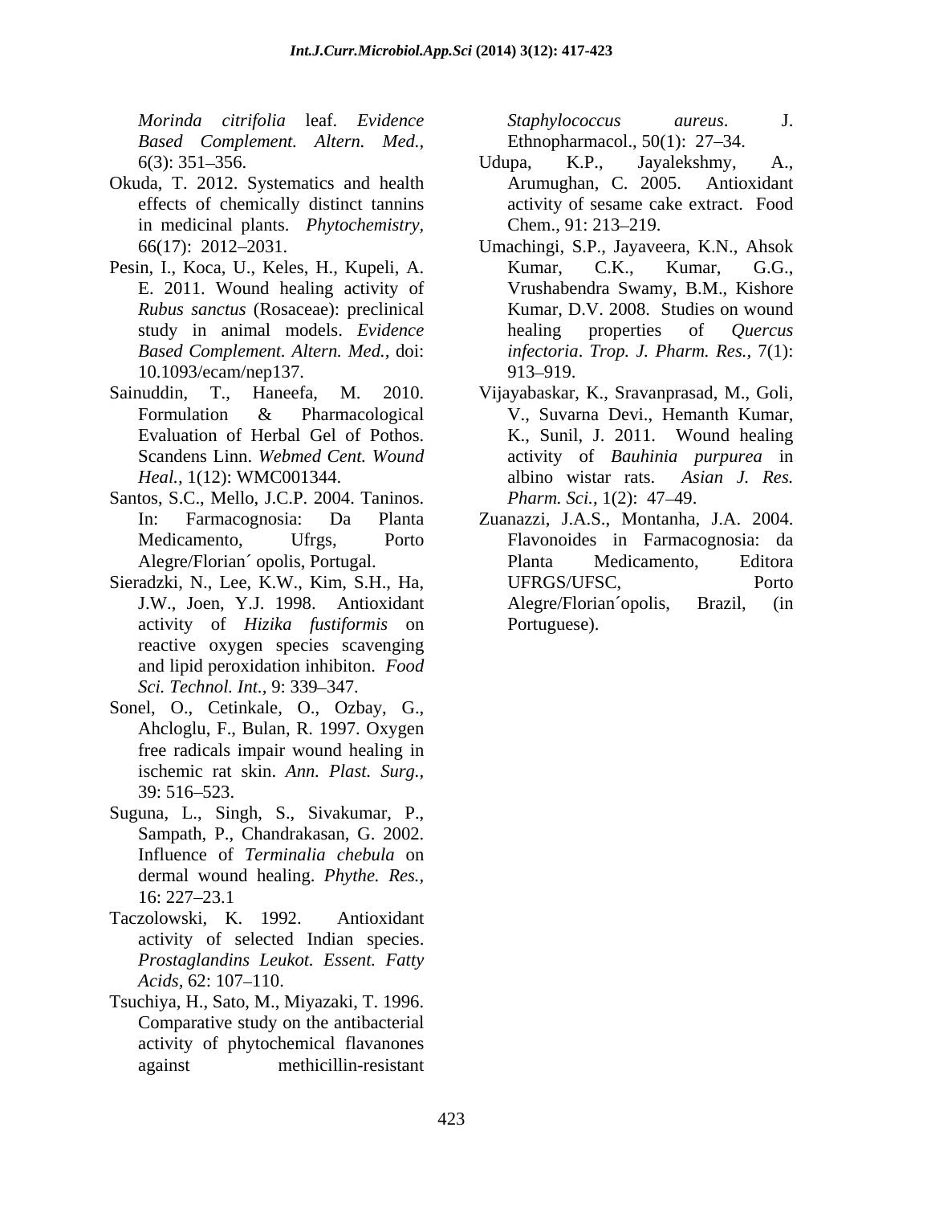*Morinda citrifolia* leaf. *Evidence Based Complement. Altern. Med.,* 6(3): 351–356.

Okuda, T. 2012. Systematics and health effects of chemically distinct tannins in medicinal plants. *Phytochemistry,* 66(17): 2012–2031.

Pesin, I., Koca, U., Keles, H., Kupeli, A. E. 2011. Wound healing activity of *Rubus sanctus* (Rosaceae): preclinical study in animal models. *Evidence Based Complement. Altern. Med.,* doi: 10.1093/ecam/nep137.

Sainuddin, T., Haneefa, M. 2010. Formulation & Pharmacological Evaluation of Herbal Gel of Pothos. Scandens Linn. *Webmed Cent. Wound Heal.,* 1(12): WMC001344.

Santos, S.C., Mello, J.C.P. 2004. Taninos. In: Farmacognosia: Da Planta Medicamento, Ufrgs, Porto Alegre/Florian´ opolis, Portugal.

Sieradzki, N., Lee, K.W., Kim, S.H., Ha, J.W., Joen, Y.J. 1998. Antioxidant activity of *Hizika fustiformis* on reactive oxygen species scavenging and lipid peroxidation inhibiton. *Food Sci. Technol. Int.,* 9: 339–347.

Sonel, O., Cetinkale, O., Ozbay, G., Ahcloglu, F., Bulan, R. 1997. Oxygen free radicals impair wound healing in ischemic rat skin. *Ann. Plast. Surg.,* 39: 516–523.

Suguna, L., Singh, S., Sivakumar, P., Sampath, P., Chandrakasan, G. 2002. Influence of *Terminalia chebula* on dermal wound healing. *Phythe. Res.,* 16: 227–23.1

Taczolowski, K. 1992. Antioxidant activity of selected Indian species. *Prostaglandins Leukot. Essent. Fatty Acids,* 62: 107–110.

Tsuchiya, H., Sato, M., Miyazaki, T. 1996. Comparative study on the antibacterial activity of phytochemical flavanones against methicillin-resistant *Staphylococcus aureus*. J. Ethnopharmacol., 50(1): 27–34.

Udupa, K.P., Jayalekshmy, A., Arumughan, C. 2005. Antioxidant activity of sesame cake extract. Food Chem., 91: 213–219.

Umachingi, S.P., Jayaveera, K.N., Ahsok Kumar, C.K., Kumar, G.G., Vrushabendra Swamy, B.M., Kishore Kumar, D.V. 2008. Studies on wound healing properties of *Quercus infectoria*. *Trop. J. Pharm. Res.,* 7(1): 913–919.

Vijayabaskar, K., Sravanprasad, M., Goli, V., Suvarna Devi., Hemanth Kumar, K., Sunil, J. 2011. Wound healing activity of *Bauhinia purpurea* in albino wistar rats. *Asian J. Res. Pharm. Sci.,* 1(2): 47–49.

Zuanazzi, J.A.S., Montanha, J.A. 2004. Flavonoides in Farmacognosia: da Planta Medicamento, Editora UFRGS/UFSC, Porto Alegre/Florian´opolis, Brazil, (in Portuguese).